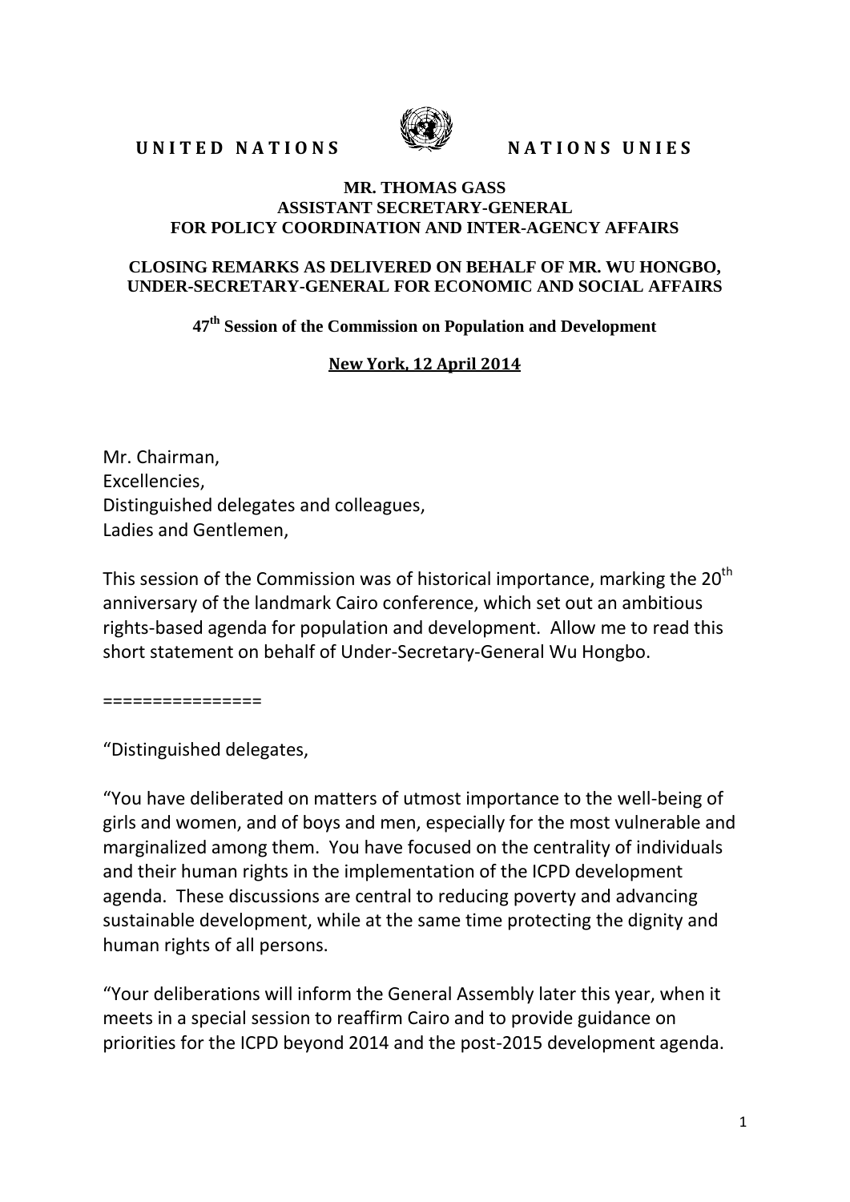**UNITED NATIONS** **NATIONS UNIES**

**MR. THOMAS GASS**
**ASSISTANT SECRETARY-GENERAL**
**FOR POLICY COORDINATION AND INTER-AGENCY AFFAIRS**

**CLOSING REMARKS AS DELIVERED ON BEHALF OF MR. WU HONGBO, UNDER-SECRETARY-GENERAL FOR ECONOMIC AND SOCIAL AFFAIRS**

**47th Session of the Commission on Population and Development**

**New York, 12 April 2014**

Mr. Chairman,
Excellencies,
Distinguished delegates and colleagues,
Ladies and Gentlemen,

This session of the Commission was of historical importance, marking the 20th anniversary of the landmark Cairo conference, which set out an ambitious rights-based agenda for population and development. Allow me to read this short statement on behalf of Under-Secretary-General Wu Hongbo.

================

"Distinguished delegates,

"You have deliberated on matters of utmost importance to the well-being of girls and women, and of boys and men, especially for the most vulnerable and marginalized among them. You have focused on the centrality of individuals and their human rights in the implementation of the ICPD development agenda. These discussions are central to reducing poverty and advancing sustainable development, while at the same time protecting the dignity and human rights of all persons.

"Your deliberations will inform the General Assembly later this year, when it meets in a special session to reaffirm Cairo and to provide guidance on priorities for the ICPD beyond 2014 and the post-2015 development agenda.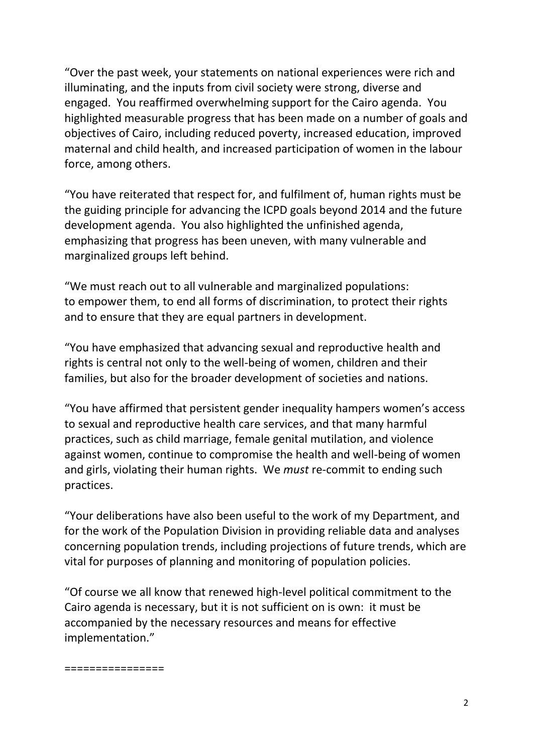"Over the past week, your statements on national experiences were rich and illuminating, and the inputs from civil society were strong, diverse and engaged. You reaffirmed overwhelming support for the Cairo agenda. You highlighted measurable progress that has been made on a number of goals and objectives of Cairo, including reduced poverty, increased education, improved maternal and child health, and increased participation of women in the labour force, among others.

"You have reiterated that respect for, and fulfilment of, human rights must be the guiding principle for advancing the ICPD goals beyond 2014 and the future development agenda. You also highlighted the unfinished agenda, emphasizing that progress has been uneven, with many vulnerable and marginalized groups left behind.

"We must reach out to all vulnerable and marginalized populations: to empower them, to end all forms of discrimination, to protect their rights and to ensure that they are equal partners in development.

"You have emphasized that advancing sexual and reproductive health and rights is central not only to the well-being of women, children and their families, but also for the broader development of societies and nations.

"You have affirmed that persistent gender inequality hampers women's access to sexual and reproductive health care services, and that many harmful practices, such as child marriage, female genital mutilation, and violence against women, continue to compromise the health and well-being of women and girls, violating their human rights. We *must* re-commit to ending such practices.

"Your deliberations have also been useful to the work of my Department, and for the work of the Population Division in providing reliable data and analyses concerning population trends, including projections of future trends, which are vital for purposes of planning and monitoring of population policies.

"Of course we all know that renewed high-level political commitment to the Cairo agenda is necessary, but it is not sufficient on is own: it must be accompanied by the necessary resources and means for effective implementation."

================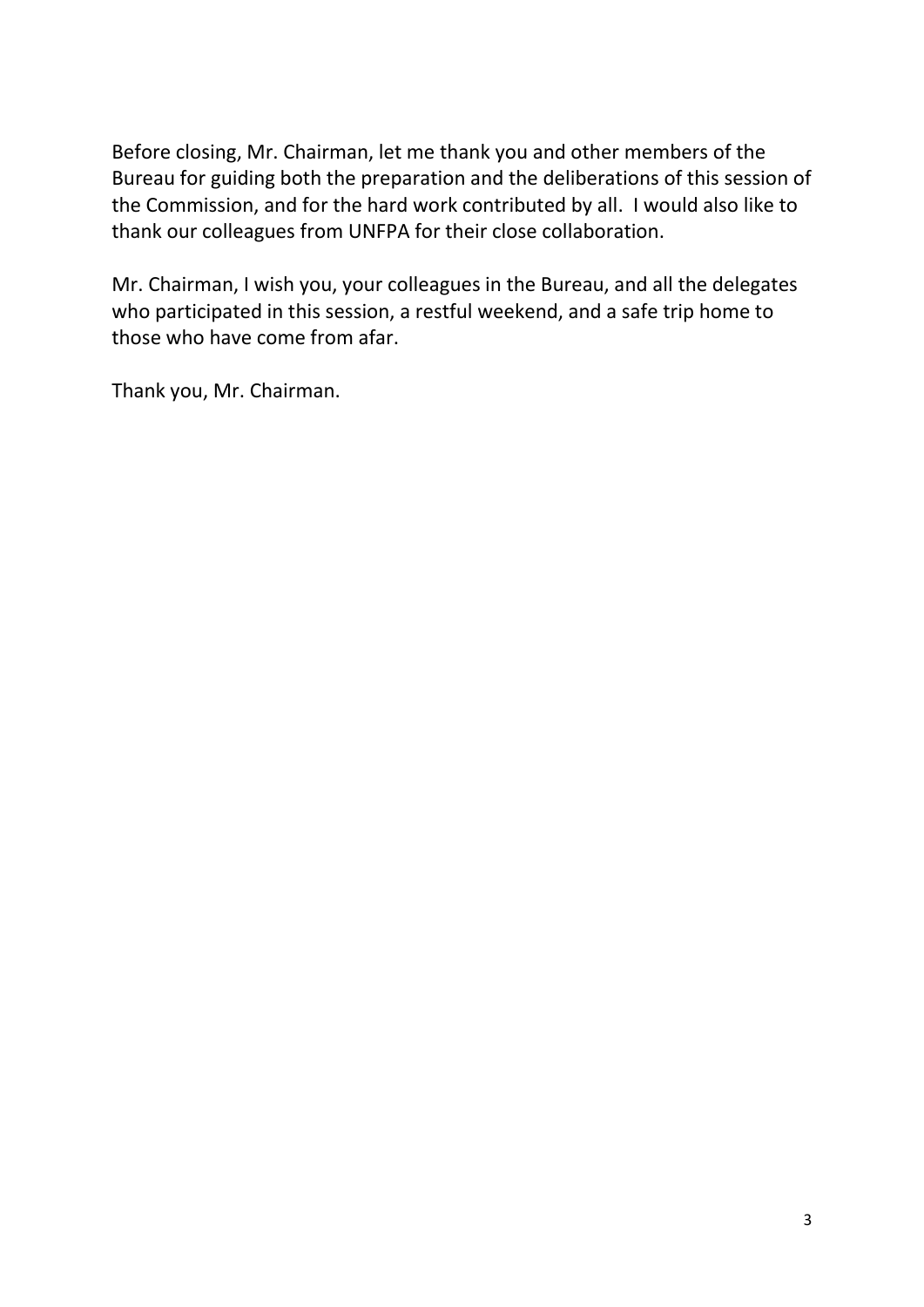Before closing, Mr. Chairman, let me thank you and other members of the Bureau for guiding both the preparation and the deliberations of this session of the Commission, and for the hard work contributed by all. I would also like to thank our colleagues from UNFPA for their close collaboration.

Mr. Chairman, I wish you, your colleagues in the Bureau, and all the delegates who participated in this session, a restful weekend, and a safe trip home to those who have come from afar.

Thank you, Mr. Chairman.